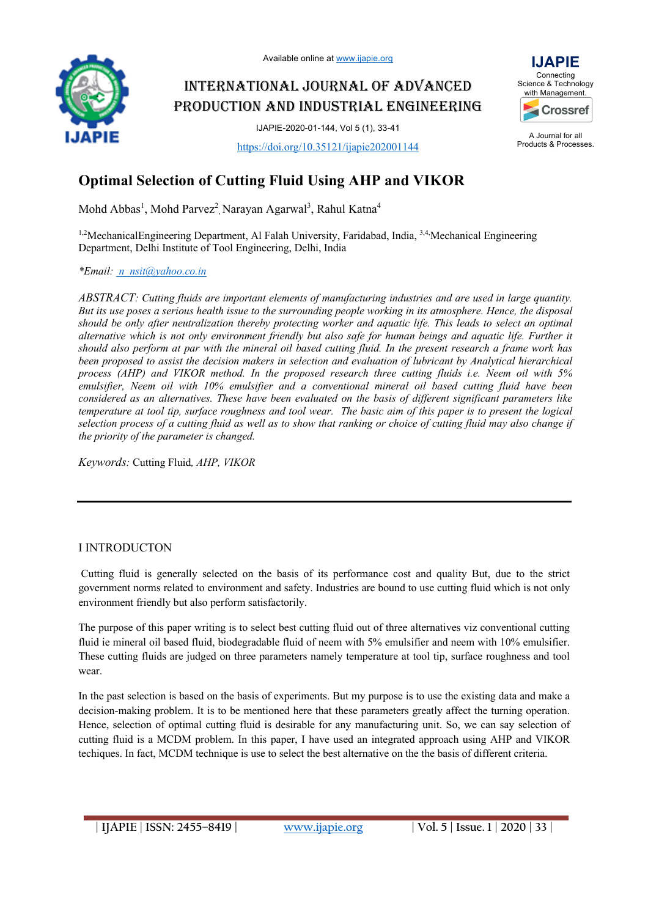Available online at www.ijapie.org

INTERNATIONAL JOURNAL OF ADVANCED PRODUCTION AND INDUSTRIAL ENGINEERING

IJAPIE-2020-01-144, Vol 5 (1), 33-41

https://doi.org/10.35121/ijapie202001144

# Optimal Selection of Cutting Fluid Using AHP and VIKOR

Mohd Abbas[1], Mohd Parvez[2], Narayan Agarwal[3], Rahul Katna[4]

[1,2]MechanicalEngineering Department, Al Falah University, Faridabad, India, [3,4]Mechanical Engineering Department, Delhi Institute of Tool Engineering, Delhi, India

*\*Email:* n_nsit@yahoo.co.in

*ABSTRACT: Cutting fluids are important elements of manufacturing industries and are used in large quantity. But its use poses a serious health issue to the surrounding people working in its atmosphere. Hence, the disposal should be only after neutralization thereby protecting worker and aquatic life. This leads to select an optimal alternative which is not only environment friendly but also safe for human beings and aquatic life. Further it should also perform at par with the mineral oil based cutting fluid. In the present research a frame work has been proposed to assist the decision makers in selection and evaluation of lubricant by Analytical hierarchical process (AHP) and VIKOR method. In the proposed research three cutting fluids i.e. Neem oil with 5% emulsifier, Neem oil with 10% emulsifier and a conventional mineral oil based cutting fluid have been considered as an alternatives. These have been evaluated on the basis of different significant parameters like temperature at tool tip, surface roughness and tool wear. The basic aim of this paper is to present the logical selection process of a cutting fluid as well as to show that ranking or choice of cutting fluid may also change if the priority of the parameter is changed.*

*Keywords:* Cutting Fluid, *AHP, VIKOR*

## I INTRODUCTON

Cutting fluid is generally selected on the basis of its performance cost and quality But, due to the strict government norms related to environment and safety. Industries are bound to use cutting fluid which is not only environment friendly but also perform satisfactorily.

The purpose of this paper writing is to select best cutting fluid out of three alternatives viz conventional cutting fluid ie mineral oil based fluid, biodegradable fluid of neem with 5% emulsifier and neem with 10% emulsifier. These cutting fluids are judged on three parameters namely temperature at tool tip, surface roughness and tool wear.

In the past selection is based on the basis of experiments. But my purpose is to use the existing data and make a decision-making problem. It is to be mentioned here that these parameters greatly affect the turning operation. Hence, selection of optimal cutting fluid is desirable for any manufacturing unit. So, we can say selection of cutting fluid is a MCDM problem. In this paper, I have used an integrated approach using AHP and VIKOR techiques. In fact, MCDM technique is use to select the best alternative on the the basis of different criteria.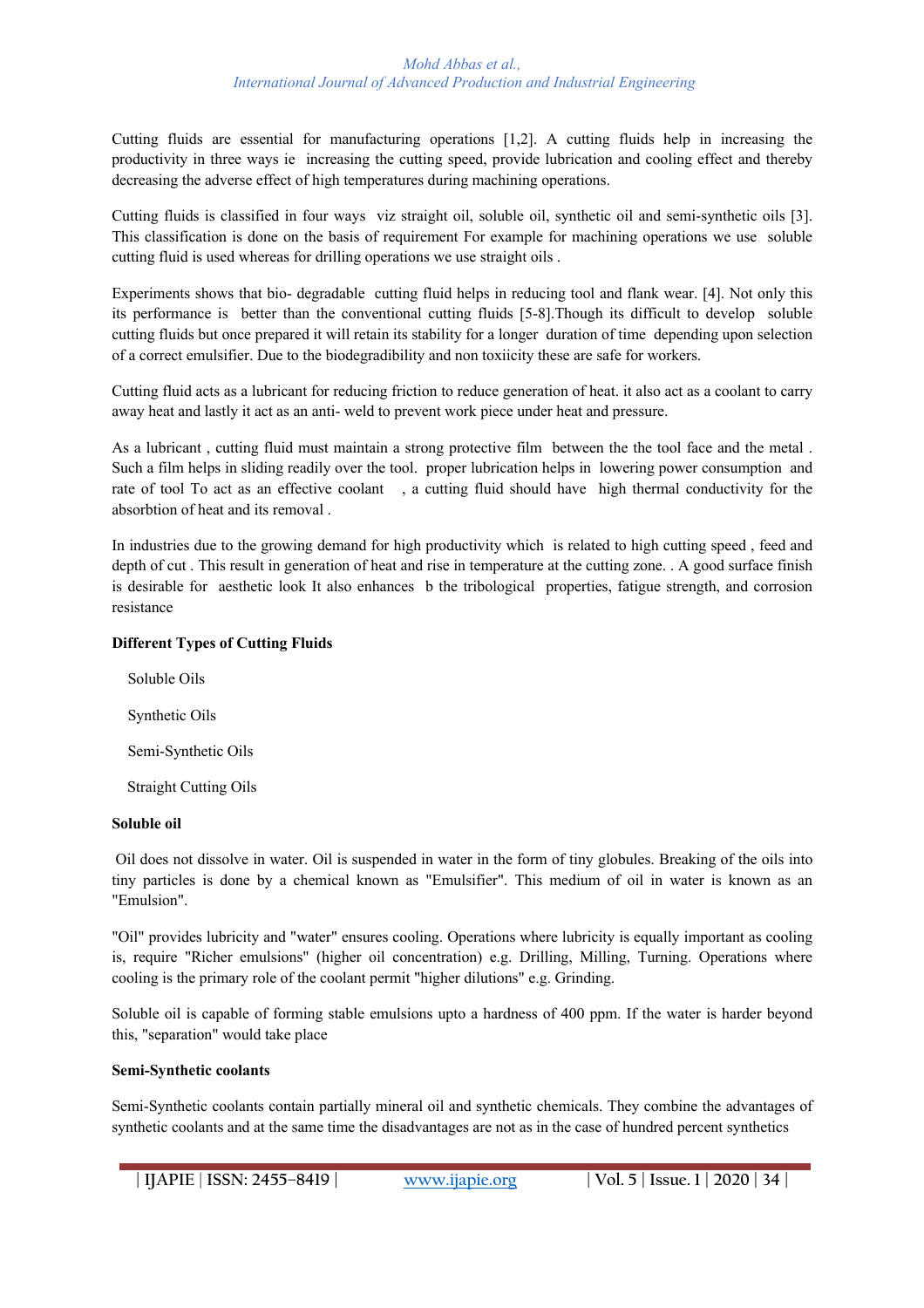Cutting fluids are essential for manufacturing operations [1,2]. A cutting fluids help in increasing the productivity in three ways ie increasing the cutting speed, provide lubrication and cooling effect and thereby decreasing the adverse effect of high temperatures during machining operations.

Cutting fluids is classified in four ways viz straight oil, soluble oil, synthetic oil and semi-synthetic oils [3]. This classification is done on the basis of requirement For example for machining operations we use soluble cutting fluid is used whereas for drilling operations we use straight oils .

Experiments shows that bio- degradable cutting fluid helps in reducing tool and flank wear. [4]. Not only this its performance is better than the conventional cutting fluids [5-8].Though its difficult to develop soluble cutting fluids but once prepared it will retain its stability for a longer duration of time depending upon selection of a correct emulsifier. Due to the biodegradibility and non toxiicity these are safe for workers.

Cutting fluid acts as a lubricant for reducing friction to reduce generation of heat. it also act as a coolant to carry away heat and lastly it act as an anti- weld to prevent work piece under heat and pressure.

As a lubricant , cutting fluid must maintain a strong protective film between the the tool face and the metal . Such a film helps in sliding readily over the tool. proper lubrication helps in lowering power consumption and rate of tool To act as an effective coolant , a cutting fluid should have high thermal conductivity for the absorbtion of heat and its removal .

In industries due to the growing demand for high productivity which is related to high cutting speed , feed and depth of cut . This result in generation of heat and rise in temperature at the cutting zone. . A good surface finish is desirable for aesthetic look It also enhances b the tribological properties, fatigue strength, and corrosion resistance

**Different Types of Cutting Fluids**

Soluble Oils

Synthetic Oils

Semi-Synthetic Oils

Straight Cutting Oils

**Soluble oil**

Oil does not dissolve in water. Oil is suspended in water in the form of tiny globules. Breaking of the oils into tiny particles is done by a chemical known as "Emulsifier". This medium of oil in water is known as an "Emulsion".

"Oil" provides lubricity and "water" ensures cooling. Operations where lubricity is equally important as cooling is, require "Richer emulsions" (higher oil concentration) e.g. Drilling, Milling, Turning. Operations where cooling is the primary role of the coolant permit "higher dilutions" e.g. Grinding.

Soluble oil is capable of forming stable emulsions upto a hardness of 400 ppm. If the water is harder beyond this, "separation" would take place

**Semi-Synthetic coolants**

Semi-Synthetic coolants contain partially mineral oil and synthetic chemicals. They combine the advantages of synthetic coolants and at the same time the disadvantages are not as in the case of hundred percent synthetics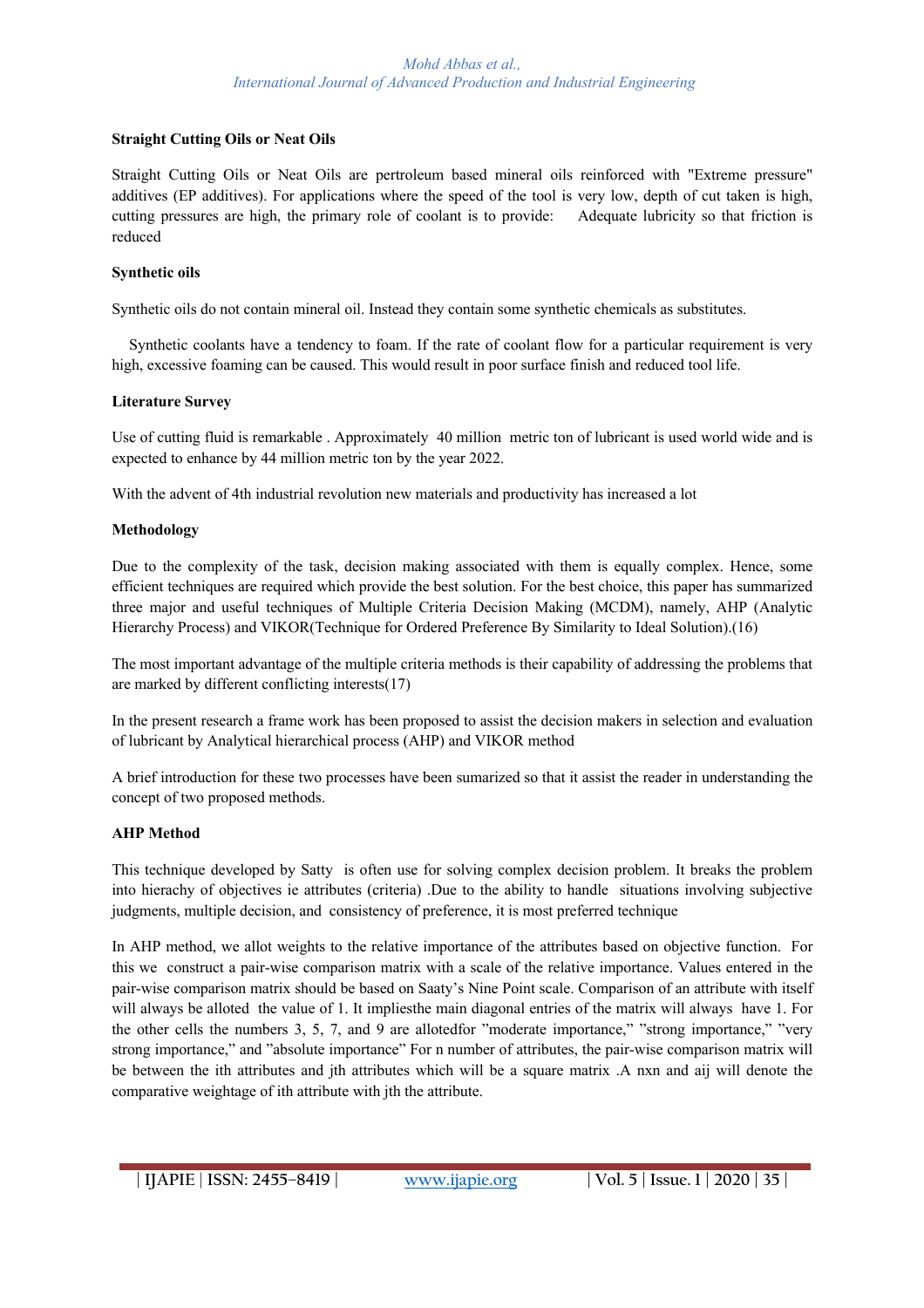**Straight Cutting Oils or Neat Oils**

Straight Cutting Oils or Neat Oils are pertroleum based mineral oils reinforced with "Extreme pressure" additives (EP additives). For applications where the speed of the tool is very low, depth of cut taken is high, cutting pressures are high, the primary role of coolant is to provide: Adequate lubricity so that friction is reduced

**Synthetic oils**

Synthetic oils do not contain mineral oil. Instead they contain some synthetic chemicals as substitutes.

Synthetic coolants have a tendency to foam. If the rate of coolant flow for a particular requirement is very high, excessive foaming can be caused. This would result in poor surface finish and reduced tool life.

**Literature Survey**

Use of cutting fluid is remarkable . Approximately 40 million metric ton of lubricant is used world wide and is expected to enhance by 44 million metric ton by the year 2022.

With the advent of 4th industrial revolution new materials and productivity has increased a lot

**Methodology**

Due to the complexity of the task, decision making associated with them is equally complex. Hence, some efficient techniques are required which provide the best solution. For the best choice, this paper has summarized three major and useful techniques of Multiple Criteria Decision Making (MCDM), namely, AHP (Analytic Hierarchy Process) and VIKOR(Technique for Ordered Preference By Similarity to Ideal Solution).(16)

The most important advantage of the multiple criteria methods is their capability of addressing the problems that are marked by different conflicting interests(17)

In the present research a frame work has been proposed to assist the decision makers in selection and evaluation of lubricant by Analytical hierarchical process (AHP) and VIKOR method

A brief introduction for these two processes have been sumarized so that it assist the reader in understanding the concept of two proposed methods.

**AHP Method**

This technique developed by Satty is often use for solving complex decision problem. It breaks the problem into hierachy of objectives ie attributes (criteria) .Due to the ability to handle situations involving subjective judgments, multiple decision, and consistency of preference, it is most preferred technique

In AHP method, we allot weights to the relative importance of the attributes based on objective function. For this we construct a pair-wise comparison matrix with a scale of the relative importance. Values entered in the pair-wise comparison matrix should be based on Saaty's Nine Point scale. Comparison of an attribute with itself will always be alloted the value of 1. It impliesthe main diagonal entries of the matrix will always have 1. For the other cells the numbers 3, 5, 7, and 9 are allotedfor "moderate importance," "strong importance," "very strong importance," and "absolute importance" For n number of attributes, the pair-wise comparison matrix will be between the ith attributes and jth attributes which will be a square matrix .A nxn and aij will denote the comparative weightage of ith attribute with jth the attribute.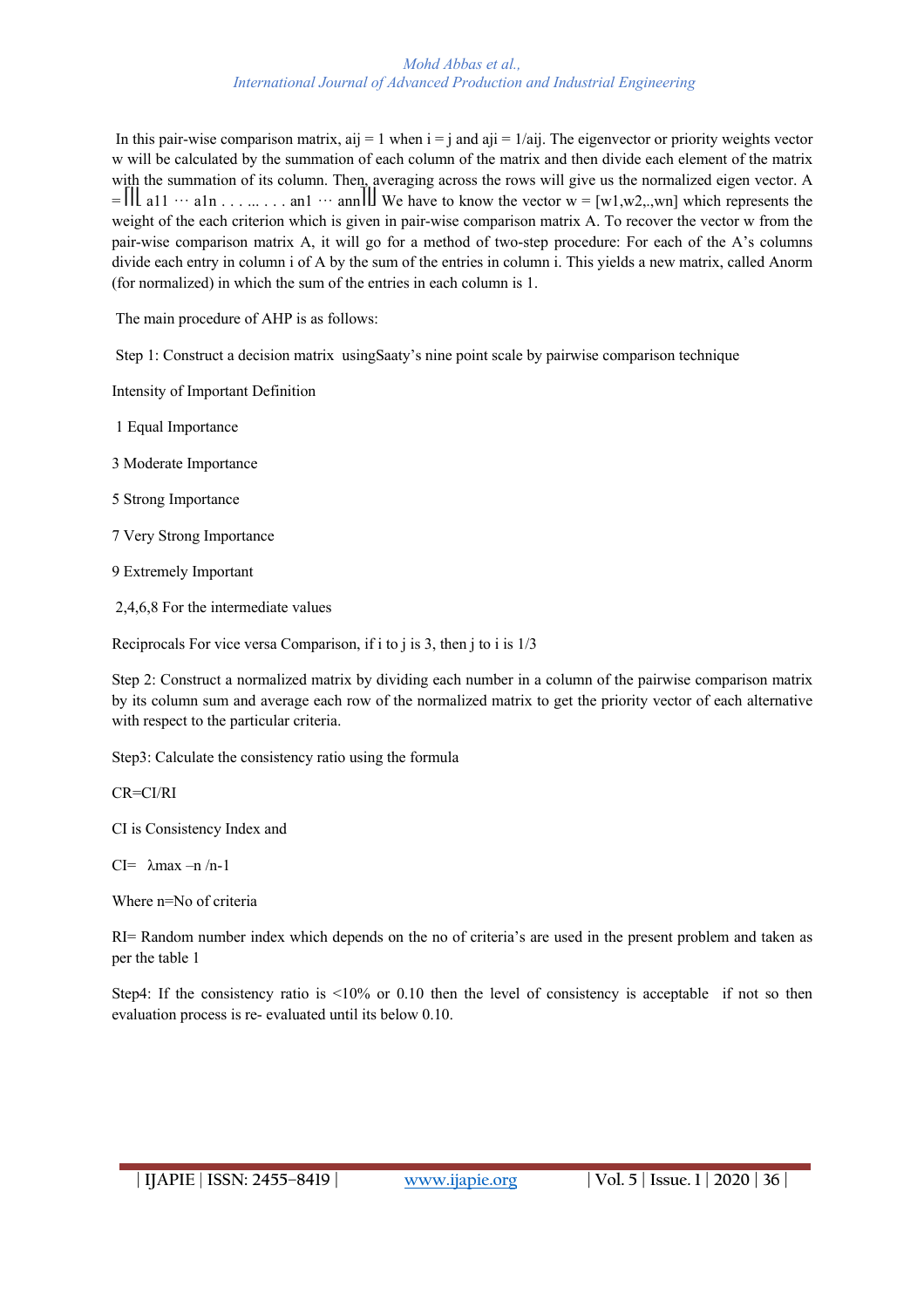In this pair-wise comparison matrix, $a_{ij} = 1$ when $i = j$ and $a_{ji} = 1/a_{ij}$. The eigenvector or priority weights vector w will be calculated by the summation of each column of the matrix and then divide each element of the matrix with the summation of its column. Then, averaging across the rows will give us the normalized eigen vector. A = $\begin{bmatrix} a_{11} & \cdots & a_{1n} \\ \vdots & \ddots & \vdots \\ a_{n1} & \cdots & a_{nn} \end{bmatrix}$ We have to know the vector $w = [w_1, w_2, .., w_n]$ which represents the weight of the each criterion which is given in pair-wise comparison matrix A. To recover the vector w from the pair-wise comparison matrix A, it will go for a method of two-step procedure: For each of the A's columns divide each entry in column i of A by the sum of the entries in column i. This yields a new matrix, called Anorm (for normalized) in which the sum of the entries in each column is 1.

The main procedure of AHP is as follows:

Step 1: Construct a decision matrix usingSaaty's nine point scale by pairwise comparison technique

Intensity of Important Definition

1 Equal Importance

3 Moderate Importance

5 Strong Importance

7 Very Strong Importance

9 Extremely Important

2,4,6,8 For the intermediate values

Reciprocals For vice versa Comparison, if i to j is 3, then j to i is 1/3

Step 2: Construct a normalized matrix by dividing each number in a column of the pairwise comparison matrix by its column sum and average each row of the normalized matrix to get the priority vector of each alternative with respect to the particular criteria.

Step3: Calculate the consistency ratio using the formula

$CR = CI/RI$

CI is Consistency Index and

$CI = \lambda max - n / n-1$

Where n=No of criteria

RI= Random number index which depends on the no of criteria's are used in the present problem and taken as per the table 1

Step4: If the consistency ratio is <10% or 0.10 then the level of consistency is acceptable if not so then evaluation process is re- evaluated until its below 0.10.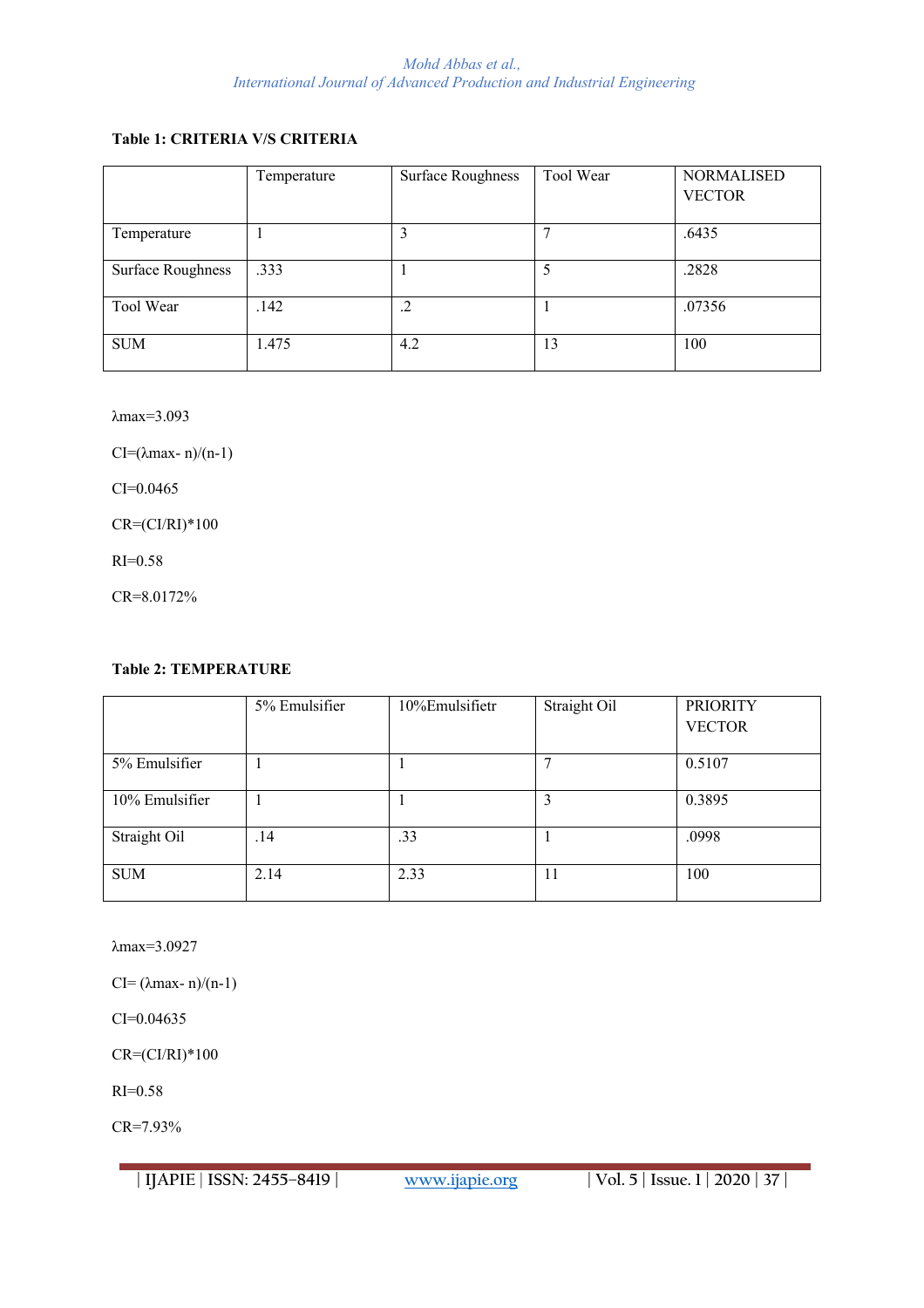**Table 1: CRITERIA V/S CRITERIA**

| | Temperature | Surface Roughness | Tool Wear | NORMALISED VECTOR |
|---|---|---|---|---|
| Temperature | 1 | 3 | 7 | .6435 |
| Surface Roughness | .333 | 1 | 5 | .2828 |
| Tool Wear | .142 | .2 | 1 | .07356 |
| SUM | 1.475 | 4.2 | 13 | 100 |

$\lambda max$=3.093

CI=($\lambda max$- n)/(n-1)

CI=0.0465

CR=(CI/RI)*100

RI=0.58

CR=8.0172%

**Table 2: TEMPERATURE**

| | 5% Emulsifier | 10%Emulsifietr | Straight Oil | PRIORITY VECTOR |
|---|---|---|---|---|
| 5% Emulsifier | 1 | 1 | 7 | 0.5107 |
| 10% Emulsifier | 1 | 1 | 3 | 0.3895 |
| Straight Oil | .14 | .33 | 1 | .0998 |
| SUM | 2.14 | 2.33 | 11 | 100 |

$\lambda max$=3.0927

CI= ($\lambda max$- n)/(n-1)

CI=0.04635

CR=(CI/RI)*100

RI=0.58

CR=7.93%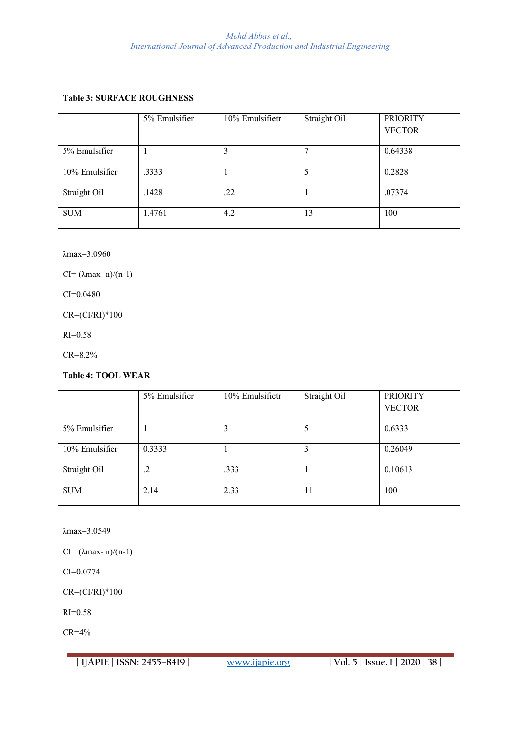**Table 3: SURFACE ROUGHNESS**

| | 5% Emulsifier | 10% Emulsifietr | Straight Oil | PRIORITY VECTOR |
|---|---|---|---|---|
| 5% Emulsifier | 1 | 3 | 7 | 0.64338 |
| 10% Emulsifier | .3333 | 1 | 5 | 0.2828 |
| Straight Oil | .1428 | .22 | 1 | .07374 |
| SUM | 1.4761 | 4.2 | 13 | 100 |

$\lambda max$=3.0960

CI= ($\lambda max$- n)/(n-1)

CI=0.0480

CR=(CI/RI)*100

RI=0.58

CR=8.2%

**Table 4: TOOL WEAR**

| | 5% Emulsifier | 10% Emulsifietr | Straight Oil | PRIORITY VECTOR |
|---|---|---|---|---|
| 5% Emulsifier | 1 | 3 | 5 | 0.6333 |
| 10% Emulsifier | 0.3333 | 1 | 3 | 0.26049 |
| Straight Oil | .2 | .333 | 1 | 0.10613 |
| SUM | 2.14 | 2.33 | 11 | 100 |

$\lambda max$=3.0549

CI= ($\lambda max$- n)/(n-1)

CI=0.0774

CR=(CI/RI)*100

RI=0.58

CR=4%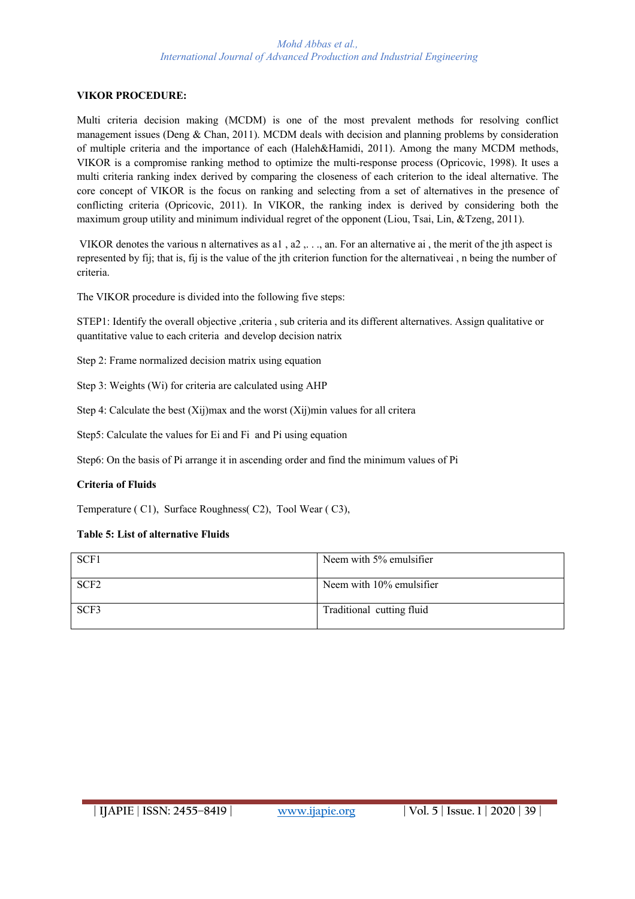**VIKOR PROCEDURE:**

Multi criteria decision making (MCDM) is one of the most prevalent methods for resolving conflict management issues (Deng & Chan, 2011). MCDM deals with decision and planning problems by consideration of multiple criteria and the importance of each (Haleh&Hamidi, 2011). Among the many MCDM methods, VIKOR is a compromise ranking method to optimize the multi-response process (Opricovic, 1998). It uses a multi criteria ranking index derived by comparing the closeness of each criterion to the ideal alternative. The core concept of VIKOR is the focus on ranking and selecting from a set of alternatives in the presence of conflicting criteria (Opricovic, 2011). In VIKOR, the ranking index is derived by considering both the maximum group utility and minimum individual regret of the opponent (Liou, Tsai, Lin, &Tzeng, 2011).

VIKOR denotes the various n alternatives as a1 , a2 ,. . ., an. For an alternative ai , the merit of the jth aspect is represented by fij; that is, fij is the value of the jth criterion function for the alternativeai , n being the number of criteria.

The VIKOR procedure is divided into the following five steps:

STEP1: Identify the overall objective ,criteria , sub criteria and its different alternatives. Assign qualitative or quantitative value to each criteria and develop decision natrix

Step 2: Frame normalized decision matrix using equation

Step 3: Weights (Wi) for criteria are calculated using AHP

Step 4: Calculate the best (Xij)max and the worst (Xij)min values for all critera

Step5: Calculate the values for Ei and Fi and Pi using equation

Step6: On the basis of Pi arrange it in ascending order and find the minimum values of Pi

**Criteria of Fluids**

Temperature ( C1), Surface Roughness( C2), Tool Wear ( C3),

**Table 5: List of alternative Fluids**

| | |
|---|---|
| SCF1 | Neem with 5% emulsifier |
| SCF2 | Neem with 10% emulsifier |
| SCF3 | Traditional cutting fluid |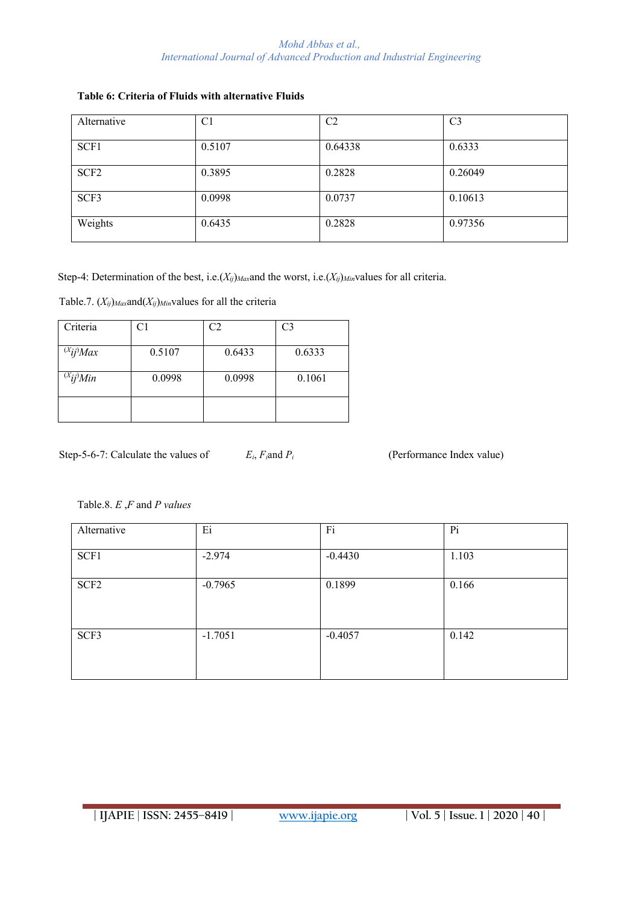**Table 6: Criteria of Fluids with alternative Fluids**

| Alternative | C1 | C2 | C3 |
|---|---|---|---|
| SCF1 | 0.5107 | 0.64338 | 0.6333 |
| SCF2 | 0.3895 | 0.2828 | 0.26049 |
| SCF3 | 0.0998 | 0.0737 | 0.10613 |
| Weights | 0.6435 | 0.2828 | 0.97356 |

Step-4: Determination of the best, i.e.$(X_{ij})_{Max}$and the worst, i.e.$(X_{ij})_{Min}$values for all criteria.

Table.7. $(X_{ij})_{Max}$and$(X_{ij})_{Min}$values for all the criteria

| Criteria | C1 | C2 | C3 |
|---|---|---|---|
| $(X_{ij})_{Max}$ | 0.5107 | 0.6433 | 0.6333 |
| $(X_{ij})_{Min}$ | 0.0998 | 0.0998 | 0.1061 |
| | | | |

Step-5-6-7: Calculate the values of $E_i$, $F_i$and $P_i$ (Performance Index value)

Table.8. *E* ,*F* and *P values*

| Alternative | Ei | Fi | Pi |
|---|---|---|---|
| SCF1 | -2.974 | -0.4430 | 1.103 |
| SCF2 | -0.7965 | 0.1899 | 0.166 |
| SCF3 | -1.7051 | -0.4057 | 0.142 |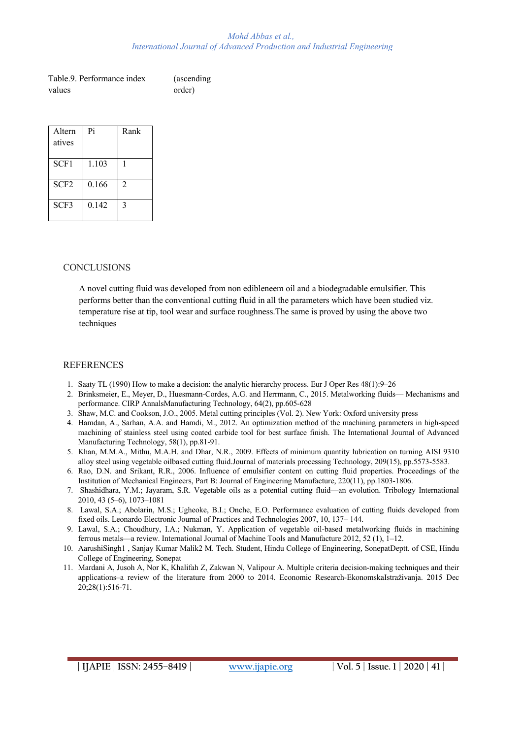Table.9. Performance index values (ascending order)

| Alternatives | Pi | Rank |
|---|---|---|
| SCF1 | 1.103 | 1 |
| SCF2 | 0.166 | 2 |
| SCF3 | 0.142 | 3 |

## CONCLUSIONS

A novel cutting fluid was developed from non edibleneem oil and a biodegradable emulsifier. This performs better than the conventional cutting fluid in all the parameters which have been studied viz. temperature rise at tip, tool wear and surface roughness.The same is proved by using the above two techniques

## REFERENCES

1. Saaty TL (1990) How to make a decision: the analytic hierarchy process. Eur J Oper Res 48(1):9–26
2. Brinksmeier, E., Meyer, D., Huesmann-Cordes, A.G. and Herrmann, C., 2015. Metalworking fluids— Mechanisms and performance. CIRP AnnalsManufacturing Technology, 64(2), pp.605-628
3. Shaw, M.C. and Cookson, J.O., 2005. Metal cutting principles (Vol. 2). New York: Oxford university press
4. Hamdan, A., Sarhan, A.A. and Hamdi, M., 2012. An optimization method of the machining parameters in high-speed machining of stainless steel using coated carbide tool for best surface finish. The International Journal of Advanced Manufacturing Technology, 58(1), pp.81-91.
5. Khan, M.M.A., Mithu, M.A.H. and Dhar, N.R., 2009. Effects of minimum quantity lubrication on turning AISI 9310 alloy steel using vegetable oilbased cutting fluid.Journal of materials processing Technology, 209(15), pp.5573-5583.
6. Rao, D.N. and Srikant, R.R., 2006. Influence of emulsifier content on cutting fluid properties. Proceedings of the Institution of Mechanical Engineers, Part B: Journal of Engineering Manufacture, 220(11), pp.1803-1806.
7. Shashidhara, Y.M.; Jayaram, S.R. Vegetable oils as a potential cutting fluid—an evolution. Tribology International 2010, 43 (5–6), 1073–1081
8. Lawal, S.A.; Abolarin, M.S.; Ugheoke, B.I.; Onche, E.O. Performance evaluation of cutting fluids developed from fixed oils. Leonardo Electronic Journal of Practices and Technologies 2007, 10, 137– 144.
9. Lawal, S.A.; Choudhury, I.A.; Nukman, Y. Application of vegetable oil-based metalworking fluids in machining ferrous metals—a review. International Journal of Machine Tools and Manufacture 2012, 52 (1), 1–12.
10. AarushiSingh1 , Sanjay Kumar Malik2 M. Tech. Student, Hindu College of Engineering, SonepatDeptt. of CSE, Hindu College of Engineering, Sonepat
11. Mardani A, Jusoh A, Nor K, Khalifah Z, Zakwan N, Valipour A. Multiple criteria decision-making techniques and their applications–a review of the literature from 2000 to 2014. Economic Research-EkonomskaIstraživanja. 2015 Dec 20;28(1):516-71.